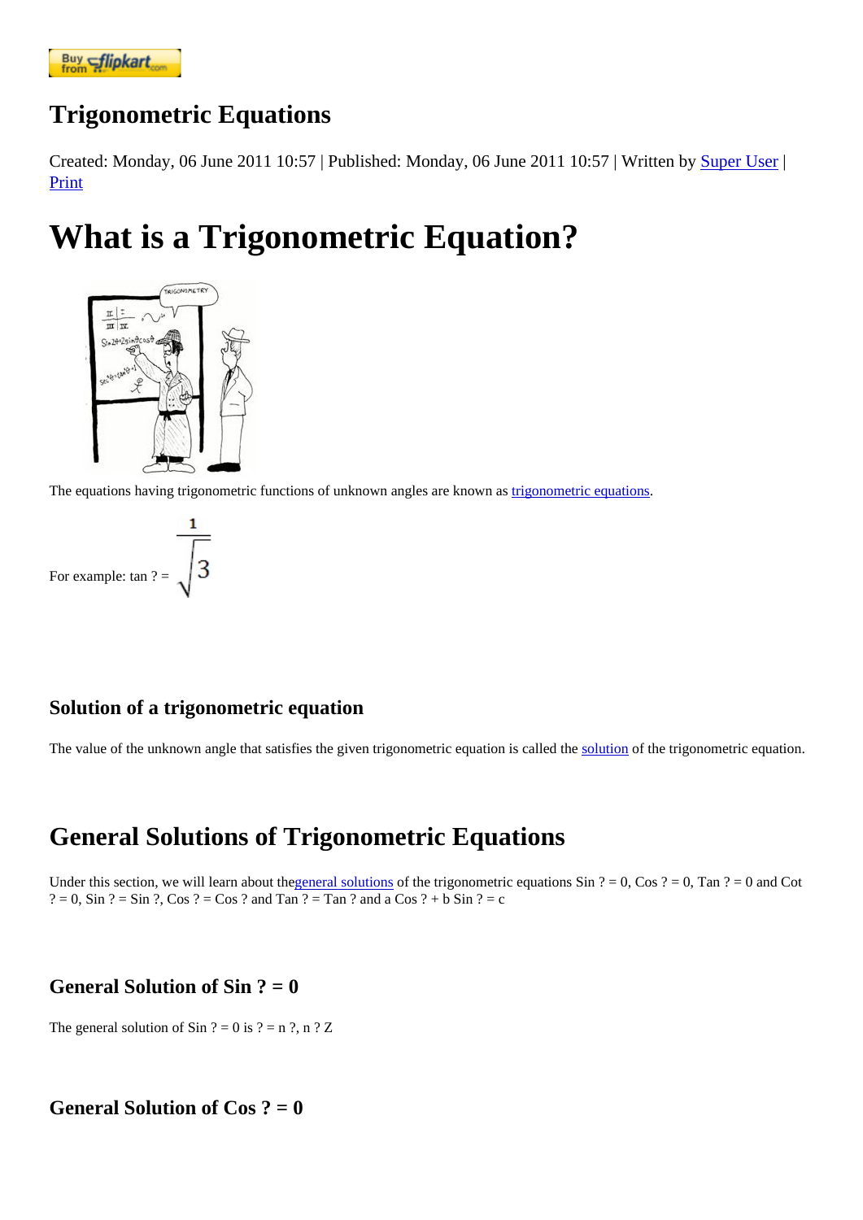# Trigonometric Equations

Created: Monday, 06 June 2011 10:57 | Published: Monday, 06 June 2011 10:57 | Written by Super User | Print

# What is a Trigonometric Equation?

The equations having trigonometric functions of unknown angles are known as trigonometric equations.

For example: tan ? = $\frac{1}{\sqrt{3}}$

### Solution of a trigonometric equation

The value of the unknown angle that satisfies the given trigonometric equation is called the solution of the trigonometric equation.

## General Solutions of Trigonometric Equations

Under this section, we will learn about thegeneral solutions of the trigonometric equations Sin ? = 0, Cos ? = 0, Tan ? = 0 and Cot ? = 0, Sin ? = Sin ?, Cos ? = Cos ? and Tan ? = Tan ? and a Cos ? + b Sin ? = c

### General Solution of Sin ? = 0

The general solution of Sin ? = 0 is ? = n ?, n ? Z

### General Solution of Cos ? = 0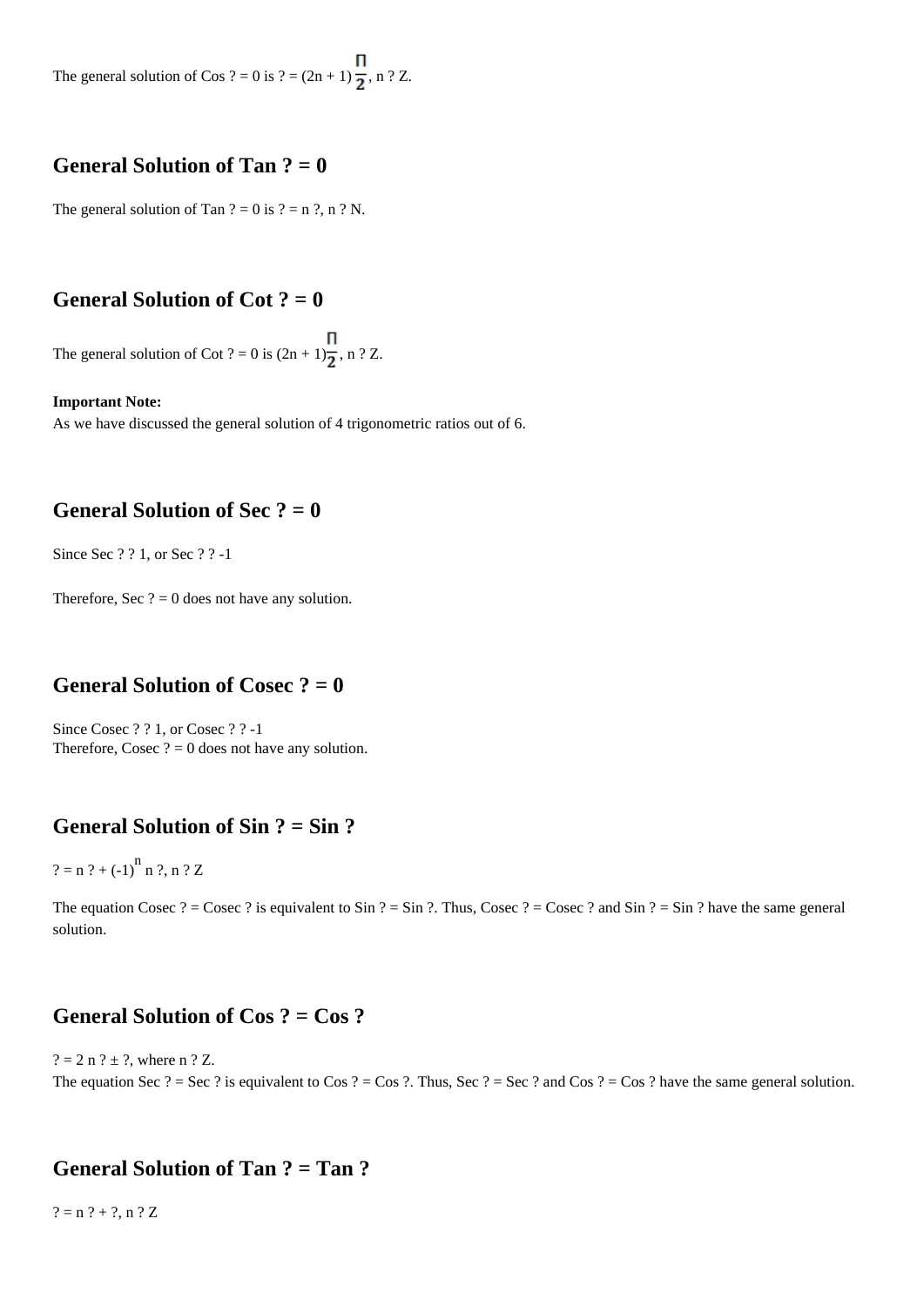The general solution of Cos ? = 0 is ? = (2n + 1) $\frac{\Pi}{2}$, n ? Z.

## General Solution of Tan ? = 0

The general solution of Tan ? = 0 is ? = n ?, n ? N.

## General Solution of Cot ? = 0

The general solution of Cot ? = 0 is (2n + 1)$\frac{\Pi}{2}$, n ? Z.

**Important Note:**
As we have discussed the general solution of 4 trigonometric ratios out of 6.

## General Solution of Sec ? = 0

Since Sec ? ? 1, or Sec ? ? -1

Therefore, Sec ? = 0 does not have any solution.

## General Solution of Cosec ? = 0

Since Cosec ? ? 1, or Cosec ? ? -1
Therefore, Cosec ? = 0 does not have any solution.

## General Solution of Sin ? = Sin ?

? = n ? + $(-1)^n$ n ?, n ? Z

The equation Cosec ? = Cosec ? is equivalent to Sin ? = Sin ?. Thus, Cosec ? = Cosec ? and Sin ? = Sin ? have the same general solution.

## General Solution of Cos ? = Cos ?

? = 2 n ? ± ?, where n ? Z.
The equation Sec ? = Sec ? is equivalent to Cos ? = Cos ?. Thus, Sec ? = Sec ? and Cos ? = Cos ? have the same general solution.

## General Solution of Tan ? = Tan ?

? = n ? + ?, n ? Z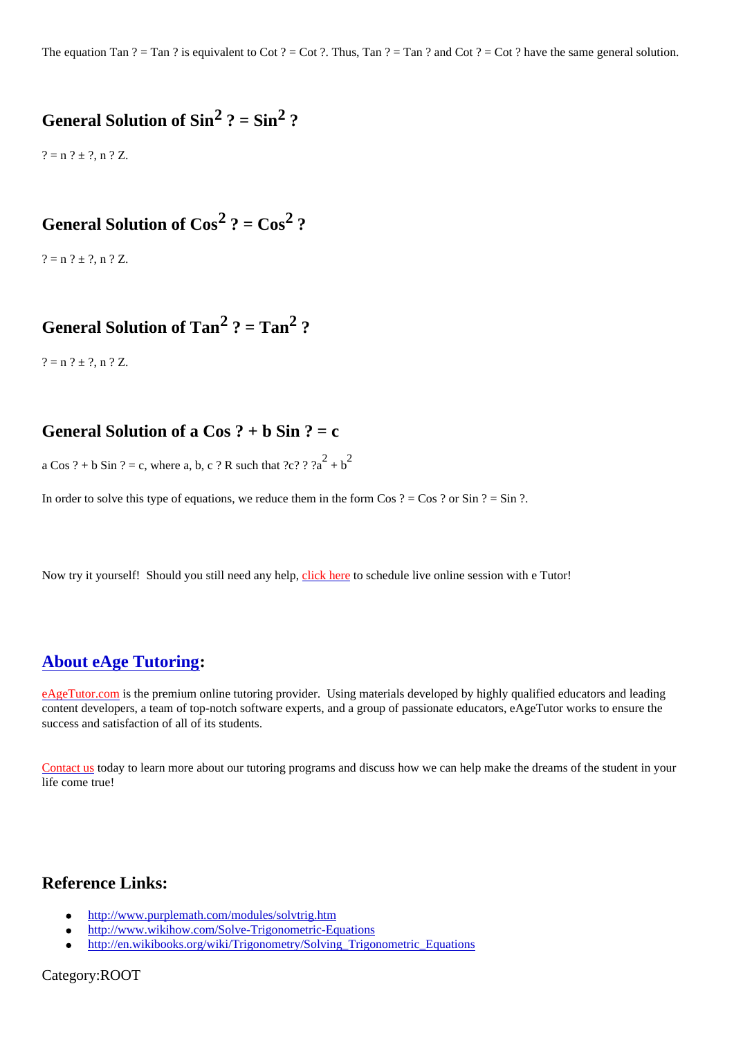The equation Tan ? = Tan ? is equivalent to Cot ? = Cot ?. Thus, Tan ? = Tan ? and Cot ? = Cot ? have the same general solution.

## General Solution of $Sin^2$ ? = $Sin^2$ ?

? = n ? ± ?, n ? Z.

## General Solution of $Cos^2$ ? = $Cos^2$ ?

? = n ? ± ?, n ? Z.

## General Solution of $Tan^2$ ? = $Tan^2$ ?

? = n ? ± ?, n ? Z.

## General Solution of a Cos ? + b Sin ? = c

a Cos ? + b Sin ? = c, where a, b, c ? R such that ?c? ? ?$a^2$ + $b^2$

In order to solve this type of equations, we reduce them in the form Cos ? = Cos ? or Sin ? = Sin ?.

Now try it yourself! Should you still need any help, click here to schedule live online session with e Tutor!

## About eAge Tutoring:

eAgeTutor.com is the premium online tutoring provider. Using materials developed by highly qualified educators and leading content developers, a team of top-notch software experts, and a group of passionate educators, eAgeTutor works to ensure the success and satisfaction of all of its students.

Contact us today to learn more about our tutoring programs and discuss how we can help make the dreams of the student in your life come true!

## Reference Links:

- http://www.purplemath.com/modules/solvtrig.htm
- http://www.wikihow.com/Solve-Trigonometric-Equations
- http://en.wikibooks.org/wiki/Trigonometry/Solving_Trigonometric_Equations

Category:ROOT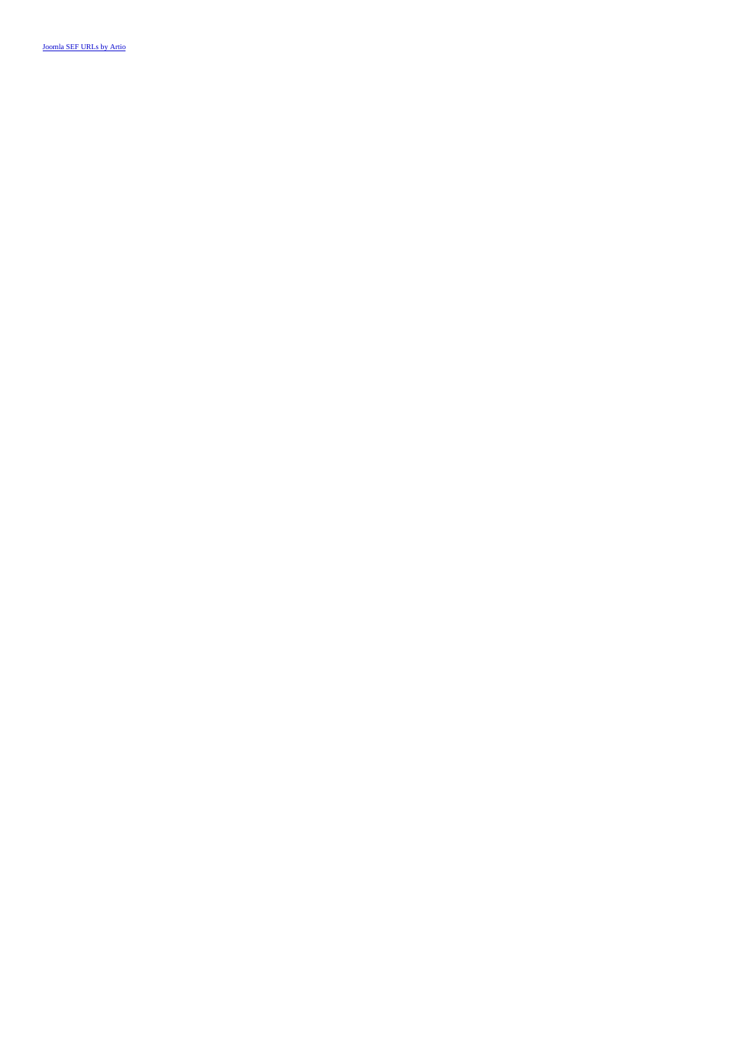Joomla SEF URLs by Artio